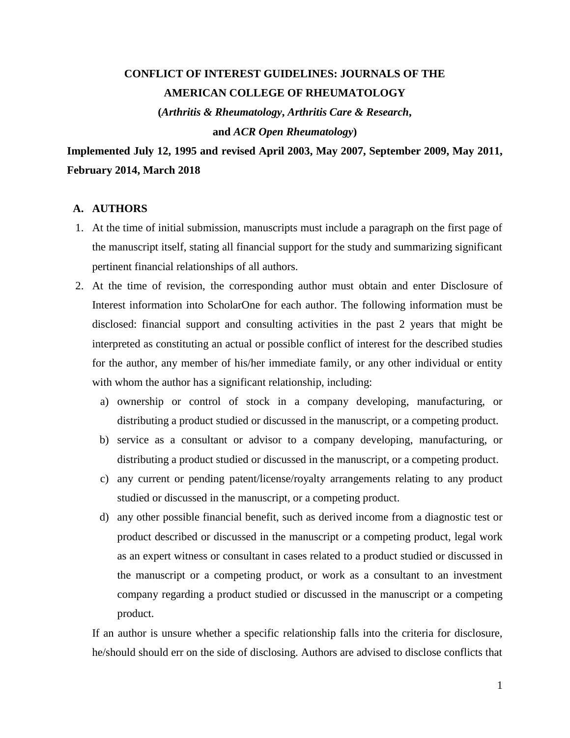# CONFLICT OF INTEREST GUIDELINES: JOURNALS OF THE AMERICAN COLLEGE OF RHEUMATOLOGY

**(*Arthritis & Rheumatology*, *Arthritis Care & Research*, and *ACR Open Rheumatology*)**

**Implemented July 12, 1995 and revised April 2003, May 2007, September 2009, May 2011, February 2014, March 2018**

## A. AUTHORS

1. At the time of initial submission, manuscripts must include a paragraph on the first page of the manuscript itself, stating all financial support for the study and summarizing significant pertinent financial relationships of all authors.
2. At the time of revision, the corresponding author must obtain and enter Disclosure of Interest information into ScholarOne for each author. The following information must be disclosed: financial support and consulting activities in the past 2 years that might be interpreted as constituting an actual or possible conflict of interest for the described studies for the author, any member of his/her immediate family, or any other individual or entity with whom the author has a significant relationship, including:
    a) ownership or control of stock in a company developing, manufacturing, or distributing a product studied or discussed in the manuscript, or a competing product.
    b) service as a consultant or advisor to a company developing, manufacturing, or distributing a product studied or discussed in the manuscript, or a competing product.
    c) any current or pending patent/license/royalty arrangements relating to any product studied or discussed in the manuscript, or a competing product.
    d) any other possible financial benefit, such as derived income from a diagnostic test or product described or discussed in the manuscript or a competing product, legal work as an expert witness or consultant in cases related to a product studied or discussed in the manuscript or a competing product, or work as a consultant to an investment company regarding a product studied or discussed in the manuscript or a competing product.

    If an author is unsure whether a specific relationship falls into the criteria for disclosure, he/should should err on the side of disclosing. Authors are advised to disclose conflicts that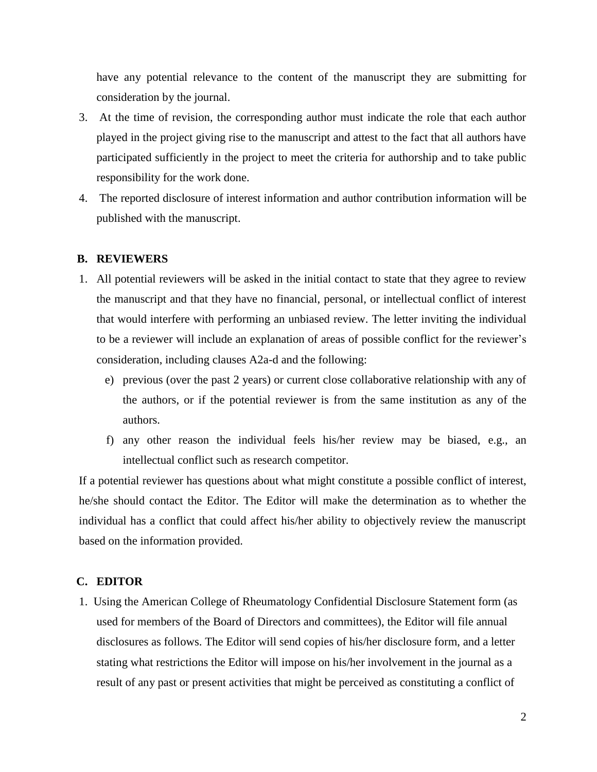have any potential relevance to the content of the manuscript they are submitting for consideration by the journal.

3. At the time of revision, the corresponding author must indicate the role that each author played in the project giving rise to the manuscript and attest to the fact that all authors have participated sufficiently in the project to meet the criteria for authorship and to take public responsibility for the work done.
4. The reported disclosure of interest information and author contribution information will be published with the manuscript.

### B. REVIEWERS

1. All potential reviewers will be asked in the initial contact to state that they agree to review the manuscript and that they have no financial, personal, or intellectual conflict of interest that would interfere with performing an unbiased review. The letter inviting the individual to be a reviewer will include an explanation of areas of possible conflict for the reviewer's consideration, including clauses A2a-d and the following:
   e) previous (over the past 2 years) or current close collaborative relationship with any of the authors, or if the potential reviewer is from the same institution as any of the authors.
   f) any other reason the individual feels his/her review may be biased, e.g., an intellectual conflict such as research competitor.

If a potential reviewer has questions about what might constitute a possible conflict of interest, he/she should contact the Editor. The Editor will make the determination as to whether the individual has a conflict that could affect his/her ability to objectively review the manuscript based on the information provided.

### C. EDITOR

1. Using the American College of Rheumatology Confidential Disclosure Statement form (as used for members of the Board of Directors and committees), the Editor will file annual disclosures as follows. The Editor will send copies of his/her disclosure form, and a letter stating what restrictions the Editor will impose on his/her involvement in the journal as a result of any past or present activities that might be perceived as constituting a conflict of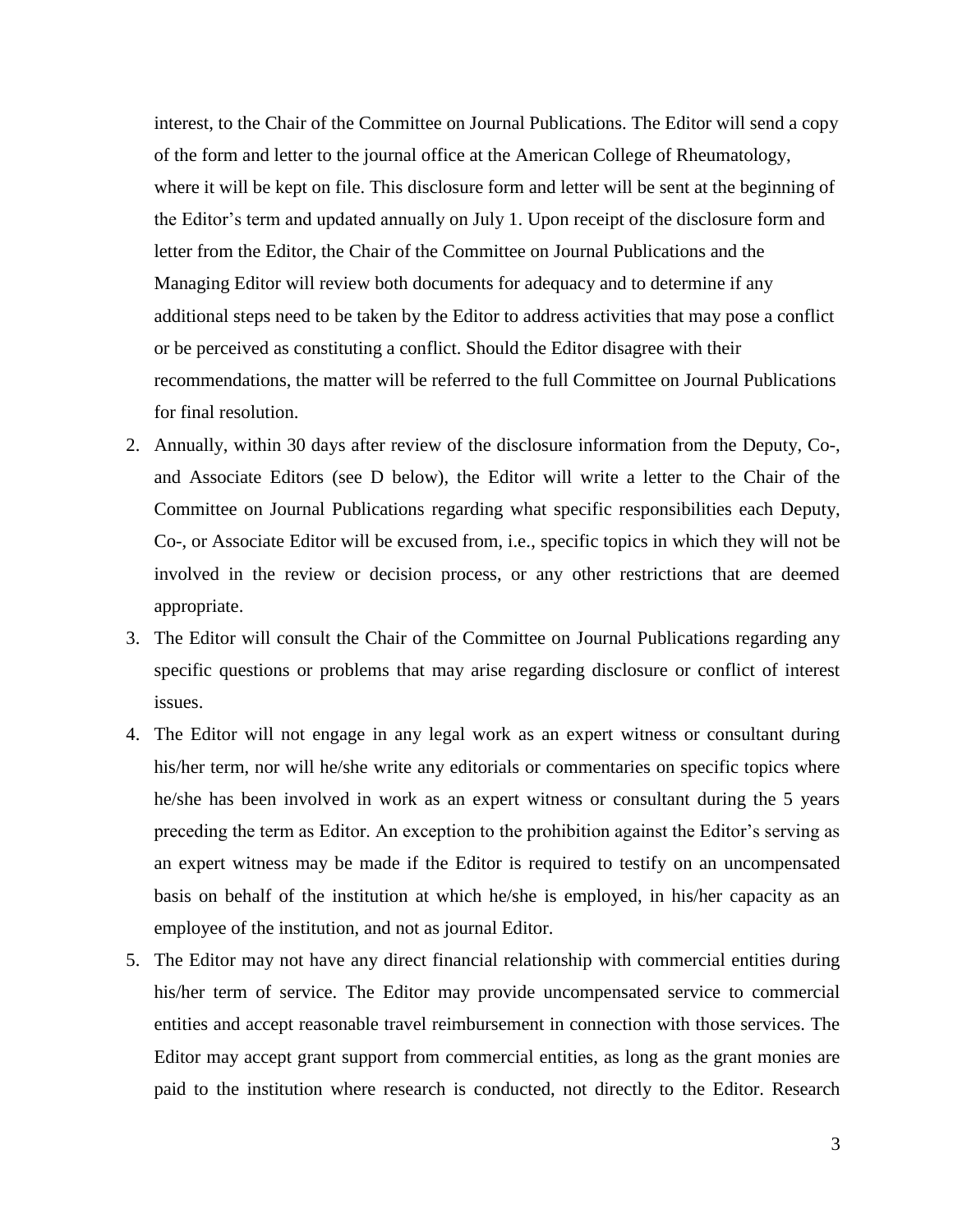interest, to the Chair of the Committee on Journal Publications. The Editor will send a copy of the form and letter to the journal office at the American College of Rheumatology, where it will be kept on file. This disclosure form and letter will be sent at the beginning of the Editor's term and updated annually on July 1. Upon receipt of the disclosure form and letter from the Editor, the Chair of the Committee on Journal Publications and the Managing Editor will review both documents for adequacy and to determine if any additional steps need to be taken by the Editor to address activities that may pose a conflict or be perceived as constituting a conflict. Should the Editor disagree with their recommendations, the matter will be referred to the full Committee on Journal Publications for final resolution.

2. Annually, within 30 days after review of the disclosure information from the Deputy, Co-, and Associate Editors (see D below), the Editor will write a letter to the Chair of the Committee on Journal Publications regarding what specific responsibilities each Deputy, Co-, or Associate Editor will be excused from, i.e., specific topics in which they will not be involved in the review or decision process, or any other restrictions that are deemed appropriate.
3. The Editor will consult the Chair of the Committee on Journal Publications regarding any specific questions or problems that may arise regarding disclosure or conflict of interest issues.
4. The Editor will not engage in any legal work as an expert witness or consultant during his/her term, nor will he/she write any editorials or commentaries on specific topics where he/she has been involved in work as an expert witness or consultant during the 5 years preceding the term as Editor. An exception to the prohibition against the Editor's serving as an expert witness may be made if the Editor is required to testify on an uncompensated basis on behalf of the institution at which he/she is employed, in his/her capacity as an employee of the institution, and not as journal Editor.
5. The Editor may not have any direct financial relationship with commercial entities during his/her term of service. The Editor may provide uncompensated service to commercial entities and accept reasonable travel reimbursement in connection with those services. The Editor may accept grant support from commercial entities, as long as the grant monies are paid to the institution where research is conducted, not directly to the Editor. Research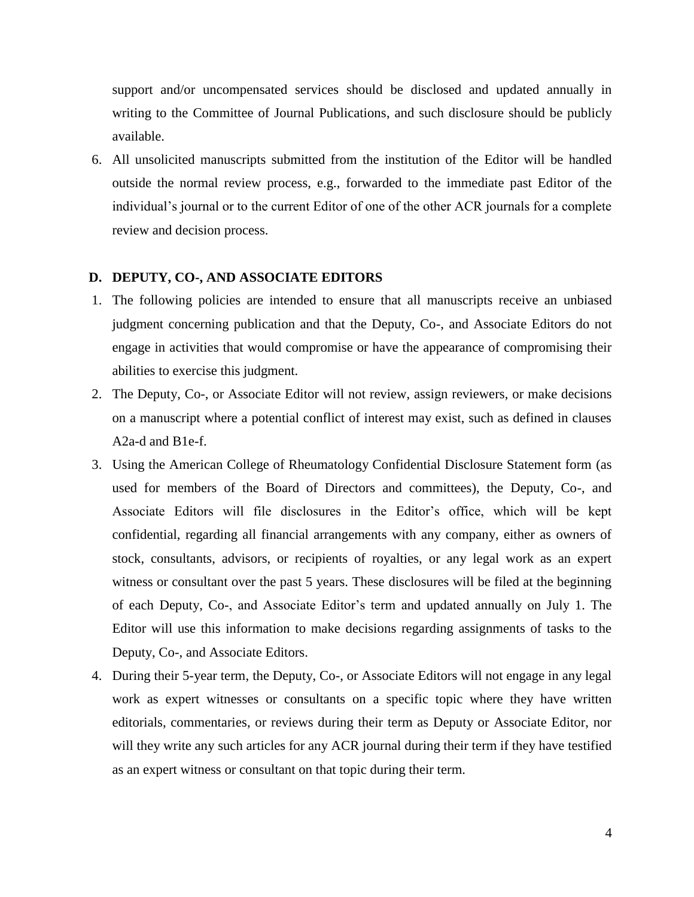support and/or uncompensated services should be disclosed and updated annually in writing to the Committee of Journal Publications, and such disclosure should be publicly available.

6. All unsolicited manuscripts submitted from the institution of the Editor will be handled outside the normal review process, e.g., forwarded to the immediate past Editor of the individual's journal or to the current Editor of one of the other ACR journals for a complete review and decision process.

## D. DEPUTY, CO-, AND ASSOCIATE EDITORS

1. The following policies are intended to ensure that all manuscripts receive an unbiased judgment concerning publication and that the Deputy, Co-, and Associate Editors do not engage in activities that would compromise or have the appearance of compromising their abilities to exercise this judgment.
2. The Deputy, Co-, or Associate Editor will not review, assign reviewers, or make decisions on a manuscript where a potential conflict of interest may exist, such as defined in clauses A2a-d and B1e-f.
3. Using the American College of Rheumatology Confidential Disclosure Statement form (as used for members of the Board of Directors and committees), the Deputy, Co-, and Associate Editors will file disclosures in the Editor's office, which will be kept confidential, regarding all financial arrangements with any company, either as owners of stock, consultants, advisors, or recipients of royalties, or any legal work as an expert witness or consultant over the past 5 years. These disclosures will be filed at the beginning of each Deputy, Co-, and Associate Editor's term and updated annually on July 1. The Editor will use this information to make decisions regarding assignments of tasks to the Deputy, Co-, and Associate Editors.
4. During their 5-year term, the Deputy, Co-, or Associate Editors will not engage in any legal work as expert witnesses or consultants on a specific topic where they have written editorials, commentaries, or reviews during their term as Deputy or Associate Editor, nor will they write any such articles for any ACR journal during their term if they have testified as an expert witness or consultant on that topic during their term.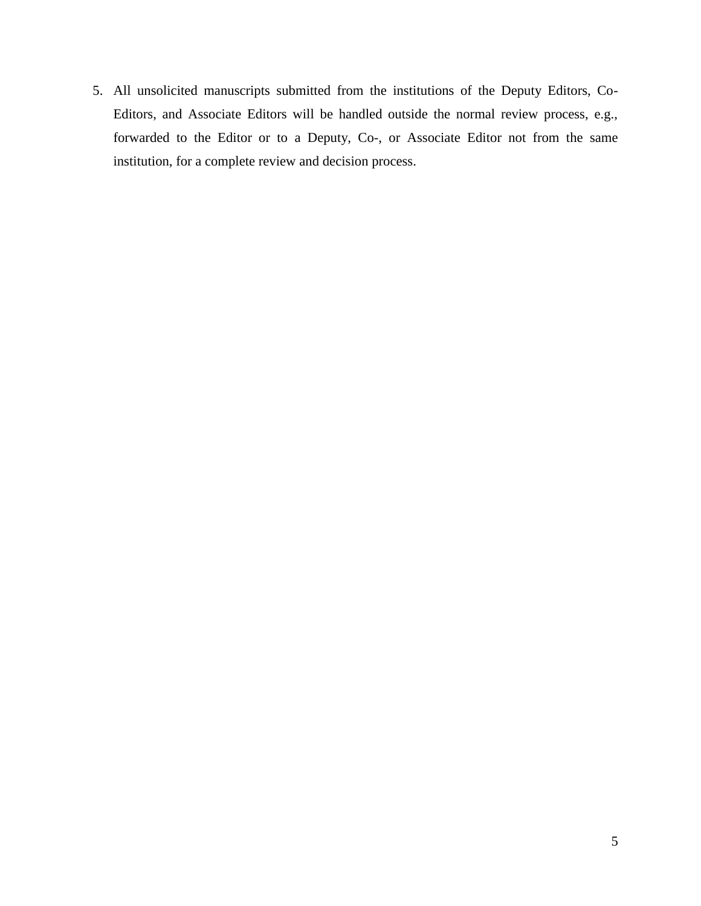5. All unsolicited manuscripts submitted from the institutions of the Deputy Editors, Co-Editors, and Associate Editors will be handled outside the normal review process, e.g., forwarded to the Editor or to a Deputy, Co-, or Associate Editor not from the same institution, for a complete review and decision process.